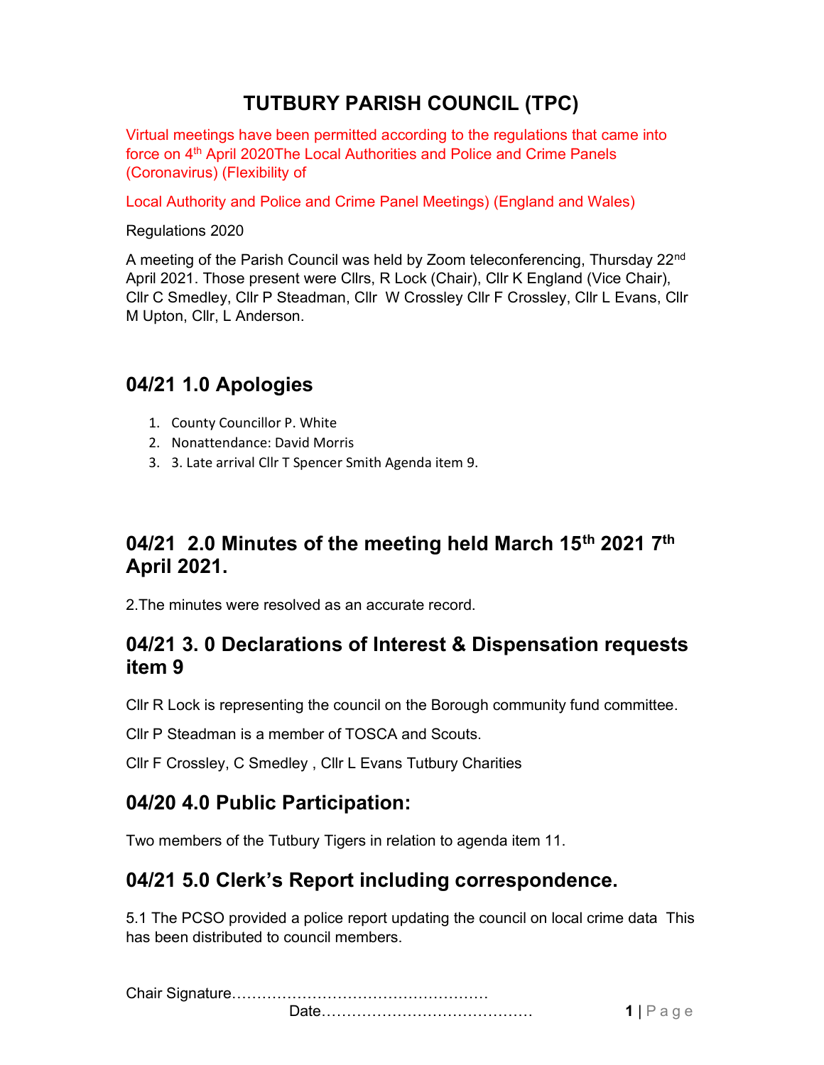# TUTBURY PARISH COUNCIL (TPC)

Virtual meetings have been permitted according to the regulations that came into force on 4th April 2020The Local Authorities and Police and Crime Panels (Coronavirus) (Flexibility of

Local Authority and Police and Crime Panel Meetings) (England and Wales)

Regulations 2020

A meeting of the Parish Council was held by Zoom teleconferencing, Thursday 22nd April 2021. Those present were Cllrs, R Lock (Chair), Cllr K England (Vice Chair), Cllr C Smedley, Cllr P Steadman, Cllr W Crossley Cllr F Crossley, Cllr L Evans, Cllr M Upton, Cllr, L Anderson.

## 04/21 1.0 Apologies

1. County Councillor P. White
2. Nonattendance: David Morris
3. 3. Late arrival Cllr T Spencer Smith Agenda item 9.

## 04/21 2.0 Minutes of the meeting held March 15th 2021 7th April 2021.

2.The minutes were resolved as an accurate record.

## 04/21 3. 0 Declarations of Interest & Dispensation requests item 9

Cllr R Lock is representing the council on the Borough community fund committee.

Cllr P Steadman is a member of TOSCA and Scouts.

Cllr F Crossley, C Smedley , Cllr L Evans Tutbury Charities

## 04/20 4.0 Public Participation:

Two members of the Tutbury Tigers in relation to agenda item 11.

## 04/21 5.0 Clerk's Report including correspondence.

5.1 The PCSO provided a police report updating the council on local crime data This has been distributed to council members.

Chair Signature……………………………………………
Date……………………………………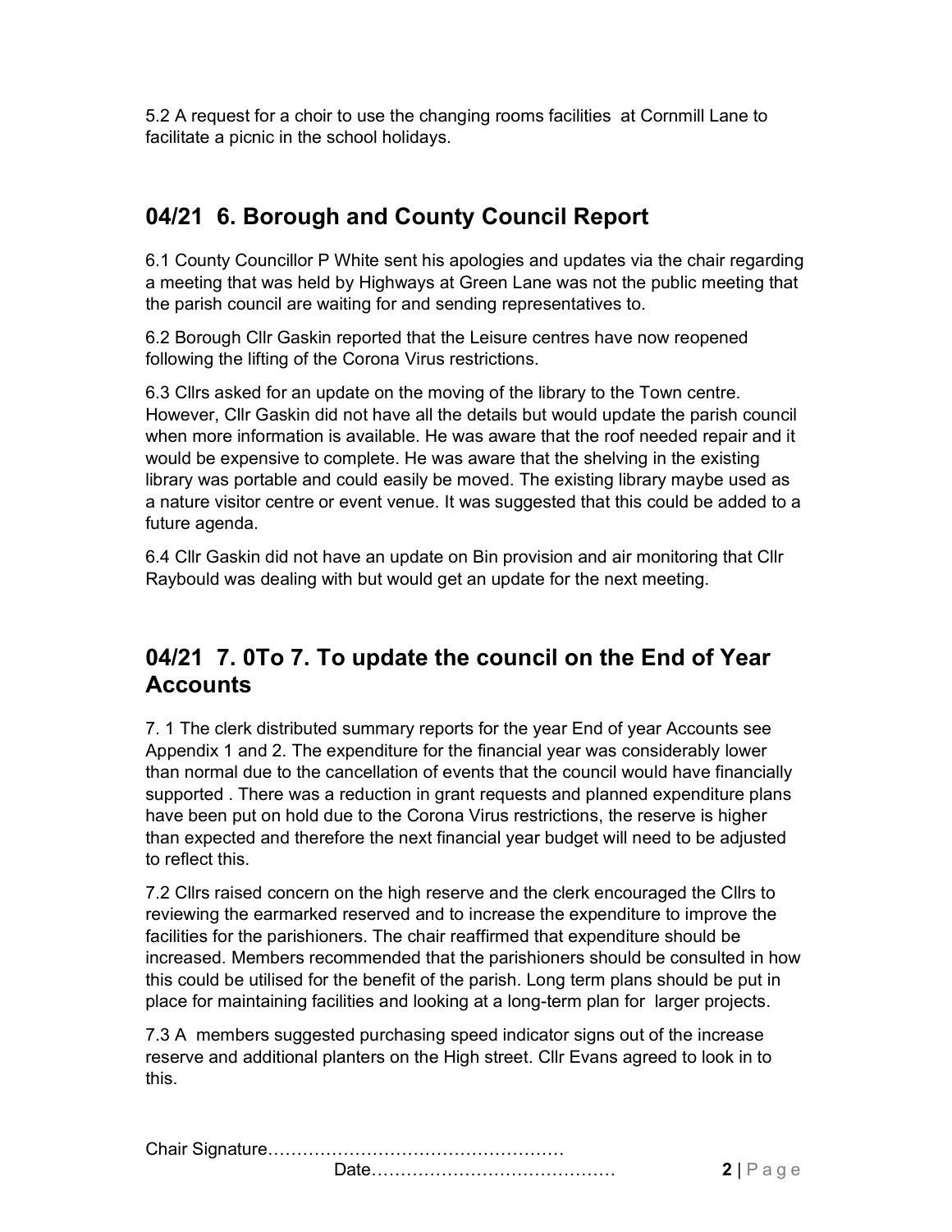5.2 A request for a choir to use the changing rooms facilities at Cornmill Lane to facilitate a picnic in the school holidays.

## 04/21 6. Borough and County Council Report

6.1 County Councillor P White sent his apologies and updates via the chair regarding a meeting that was held by Highways at Green Lane was not the public meeting that the parish council are waiting for and sending representatives to.

6.2 Borough Cllr Gaskin reported that the Leisure centres have now reopened following the lifting of the Corona Virus restrictions.

6.3 Cllrs asked for an update on the moving of the library to the Town centre. However, Cllr Gaskin did not have all the details but would update the parish council when more information is available. He was aware that the roof needed repair and it would be expensive to complete. He was aware that the shelving in the existing library was portable and could easily be moved. The existing library maybe used as a nature visitor centre or event venue. It was suggested that this could be added to a future agenda.

6.4 Cllr Gaskin did not have an update on Bin provision and air monitoring that Cllr Raybould was dealing with but would get an update for the next meeting.

## 04/21 7. 0To 7. To update the council on the End of Year Accounts

7. 1 The clerk distributed summary reports for the year End of year Accounts see Appendix 1 and 2. The expenditure for the financial year was considerably lower than normal due to the cancellation of events that the council would have financially supported . There was a reduction in grant requests and planned expenditure plans have been put on hold due to the Corona Virus restrictions, the reserve is higher than expected and therefore the next financial year budget will need to be adjusted to reflect this.

7.2 Cllrs raised concern on the high reserve and the clerk encouraged the Cllrs to reviewing the earmarked reserved and to increase the expenditure to improve the facilities for the parishioners. The chair reaffirmed that expenditure should be increased. Members recommended that the parishioners should be consulted in how this could be utilised for the benefit of the parish. Long term plans should be put in place for maintaining facilities and looking at a long-term plan for larger projects.

7.3 A members suggested purchasing speed indicator signs out of the increase reserve and additional planters on the High street. Cllr Evans agreed to look in to this.

Chair Signature…………………………………………… Date……………………………………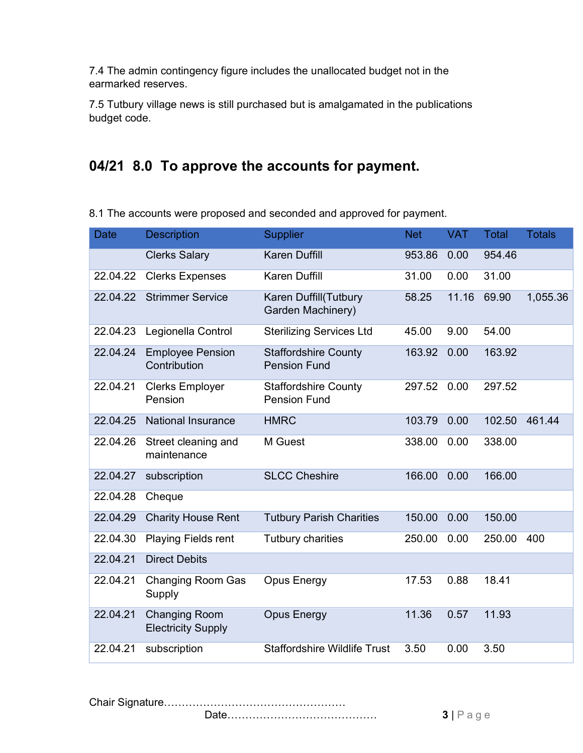7.4 The admin contingency figure includes the unallocated budget not in the earmarked reserves.

7.5 Tutbury village news is still purchased but is amalgamated in the publications budget code.

## 04/21 8.0 To approve the accounts for payment.

8.1 The accounts were proposed and seconded and approved for payment.

| Date | Description | Supplier | Net | VAT | Total | Totals |
|---|---|---|---|---|---|---|
| | Clerks Salary | Karen Duffill | 953.86 | 0.00 | 954.46 | |
| 22.04.22 | Clerks Expenses | Karen Duffill | 31.00 | 0.00 | 31.00 | |
| 22.04.22 | Strimmer Service | Karen Duffill(Tutbury Garden Machinery) | 58.25 | 11.16 | 69.90 | 1,055.36 |
| 22.04.23 | Legionella Control | Sterilizing Services Ltd | 45.00 | 9.00 | 54.00 | |
| 22.04.24 | Employee Pension Contribution | Staffordshire County Pension Fund | 163.92 | 0.00 | 163.92 | |
| 22.04.21 | Clerks Employer Pension | Staffordshire County Pension Fund | 297.52 | 0.00 | 297.52 | |
| 22.04.25 | National Insurance | HMRC | 103.79 | 0.00 | 102.50 | 461.44 |
| 22.04.26 | Street cleaning and maintenance | M Guest | 338.00 | 0.00 | 338.00 | |
| 22.04.27 | subscription | SLCC Cheshire | 166.00 | 0.00 | 166.00 | |
| 22.04.28 | Cheque | | | | | |
| 22.04.29 | Charity House Rent | Tutbury Parish Charities | 150.00 | 0.00 | 150.00 | |
| 22.04.30 | Playing Fields rent | Tutbury charities | 250.00 | 0.00 | 250.00 | 400 |
| 22.04.21 | Direct Debits | | | | | |
| 22.04.21 | Changing Room Gas Supply | Opus Energy | 17.53 | 0.88 | 18.41 | |
| 22.04.21 | Changing Room Electricity Supply | Opus Energy | 11.36 | 0.57 | 11.93 | |
| 22.04.21 | subscription | Staffordshire Wildlife Trust | 3.50 | 0.00 | 3.50 | |

Chair Signature……………………………………………

Date……………………………………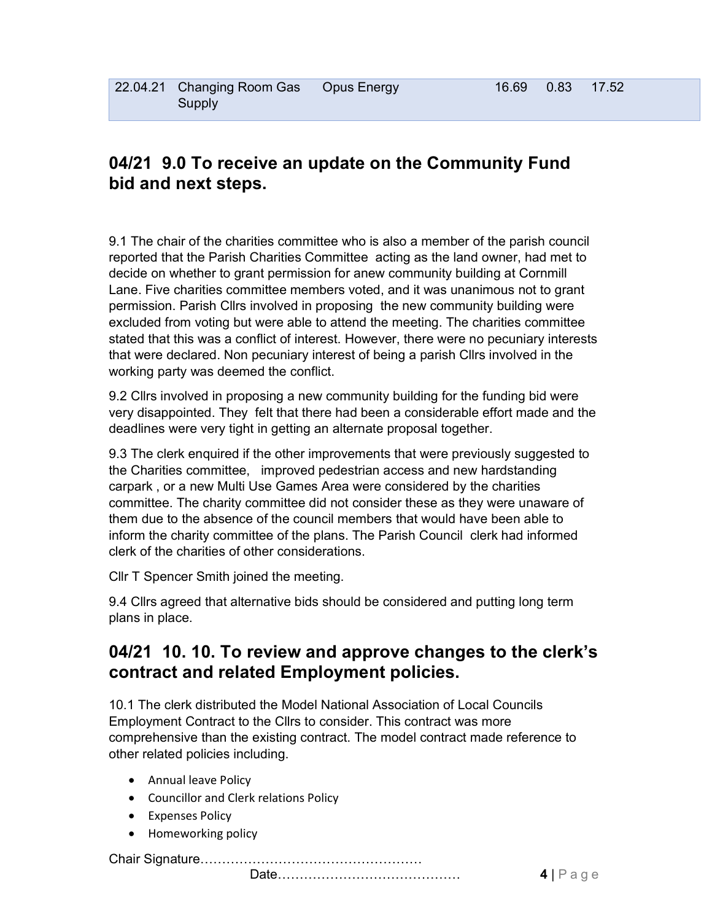| | | | | | |
|---|---|---|---|---|---|
| 22.04.21 | Changing Room Gas Supply | Opus Energy | 16.69 | 0.83 | 17.52 |

## 04/21 9.0 To receive an update on the Community Fund bid and next steps.

9.1 The chair of the charities committee who is also a member of the parish council reported that the Parish Charities Committee acting as the land owner, had met to decide on whether to grant permission for anew community building at Cornmill Lane. Five charities committee members voted, and it was unanimous not to grant permission. Parish Cllrs involved in proposing the new community building were excluded from voting but were able to attend the meeting. The charities committee stated that this was a conflict of interest. However, there were no pecuniary interests that were declared. Non pecuniary interest of being a parish Cllrs involved in the working party was deemed the conflict.

9.2 Cllrs involved in proposing a new community building for the funding bid were very disappointed. They felt that there had been a considerable effort made and the deadlines were very tight in getting an alternate proposal together.

9.3 The clerk enquired if the other improvements that were previously suggested to the Charities committee, improved pedestrian access and new hardstanding carpark , or a new Multi Use Games Area were considered by the charities committee. The charity committee did not consider these as they were unaware of them due to the absence of the council members that would have been able to inform the charity committee of the plans. The Parish Council clerk had informed clerk of the charities of other considerations.

Cllr T Spencer Smith joined the meeting.

9.4 Cllrs agreed that alternative bids should be considered and putting long term plans in place.

## 04/21 10. 10. To review and approve changes to the clerk's contract and related Employment policies.

10.1 The clerk distributed the Model National Association of Local Councils Employment Contract to the Cllrs to consider. This contract was more comprehensive than the existing contract. The model contract made reference to other related policies including.

- Annual leave Policy
- Councillor and Clerk relations Policy
- Expenses Policy
- Homeworking policy

Chair Signature…………………………………………… Date……………………………………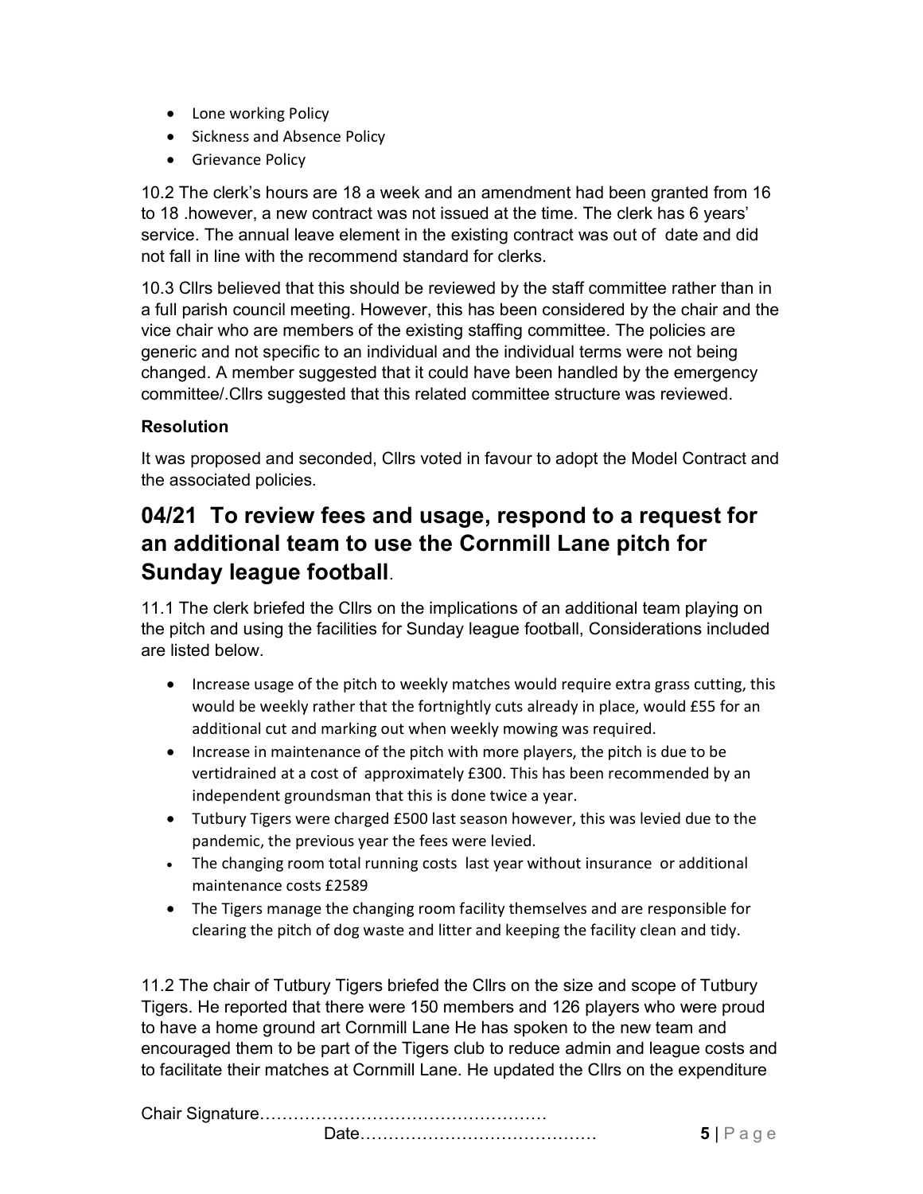- Lone working Policy
- Sickness and Absence Policy
- Grievance Policy

10.2 The clerk's hours are 18 a week and an amendment had been granted from 16 to 18 .however, a new contract was not issued at the time. The clerk has 6 years' service. The annual leave element in the existing contract was out of date and did not fall in line with the recommend standard for clerks.

10.3 Cllrs believed that this should be reviewed by the staff committee rather than in a full parish council meeting. However, this has been considered by the chair and the vice chair who are members of the existing staffing committee. The policies are generic and not specific to an individual and the individual terms were not being changed. A member suggested that it could have been handled by the emergency committee/.Cllrs suggested that this related committee structure was reviewed.

**Resolution**

It was proposed and seconded, Cllrs voted in favour to adopt the Model Contract and the associated policies.

## 04/21 To review fees and usage, respond to a request for an additional team to use the Cornmill Lane pitch for Sunday league football.

11.1 The clerk briefed the Cllrs on the implications of an additional team playing on the pitch and using the facilities for Sunday league football, Considerations included are listed below.

- Increase usage of the pitch to weekly matches would require extra grass cutting, this would be weekly rather that the fortnightly cuts already in place, would £55 for an additional cut and marking out when weekly mowing was required.
- Increase in maintenance of the pitch with more players, the pitch is due to be vertidrained at a cost of approximately £300. This has been recommended by an independent groundsman that this is done twice a year.
- Tutbury Tigers were charged £500 last season however, this was levied due to the pandemic, the previous year the fees were levied.
- The changing room total running costs last year without insurance or additional maintenance costs £2589
- The Tigers manage the changing room facility themselves and are responsible for clearing the pitch of dog waste and litter and keeping the facility clean and tidy.

11.2 The chair of Tutbury Tigers briefed the Cllrs on the size and scope of Tutbury Tigers. He reported that there were 150 members and 126 players who were proud to have a home ground art Cornmill Lane He has spoken to the new team and encouraged them to be part of the Tigers club to reduce admin and league costs and to facilitate their matches at Cornmill Lane. He updated the Cllrs on the expenditure

Chair Signature……………………………………………

Date……………………………………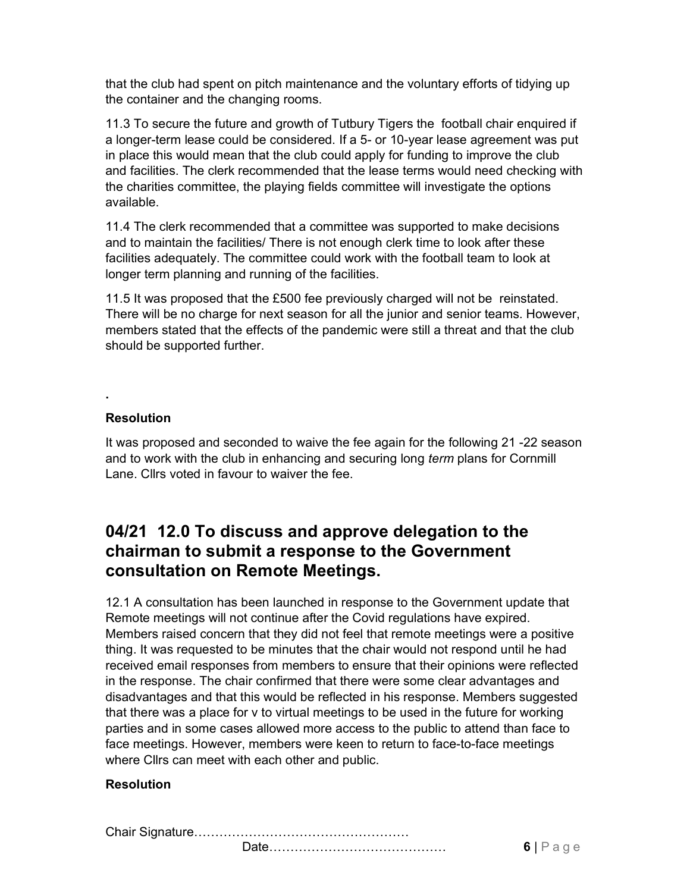that the club had spent on pitch maintenance and the voluntary efforts of tidying up the container and the changing rooms.

11.3 To secure the future and growth of Tutbury Tigers the football chair enquired if a longer-term lease could be considered. If a 5- or 10-year lease agreement was put in place this would mean that the club could apply for funding to improve the club and facilities. The clerk recommended that the lease terms would need checking with the charities committee, the playing fields committee will investigate the options available.

11.4 The clerk recommended that a committee was supported to make decisions and to maintain the facilities/ There is not enough clerk time to look after these facilities adequately. The committee could work with the football team to look at longer term planning and running of the facilities.

11.5 It was proposed that the £500 fee previously charged will not be reinstated. There will be no charge for next season for all the junior and senior teams. However, members stated that the effects of the pandemic were still a threat and that the club should be supported further.

.

**Resolution**

It was proposed and seconded to waive the fee again for the following 21 -22 season and to work with the club in enhancing and securing long *term* plans for Cornmill Lane. Cllrs voted in favour to waiver the fee.

## 04/21 12.0 To discuss and approve delegation to the chairman to submit a response to the Government consultation on Remote Meetings.

12.1 A consultation has been launched in response to the Government update that Remote meetings will not continue after the Covid regulations have expired. Members raised concern that they did not feel that remote meetings were a positive thing. It was requested to be minutes that the chair would not respond until he had received email responses from members to ensure that their opinions were reflected in the response. The chair confirmed that there were some clear advantages and disadvantages and that this would be reflected in his response. Members suggested that there was a place for v to virtual meetings to be used in the future for working parties and in some cases allowed more access to the public to attend than face to face meetings. However, members were keen to return to face-to-face meetings where Cllrs can meet with each other and public.

**Resolution**

Chair Signature……………………………………………
Date……………………………………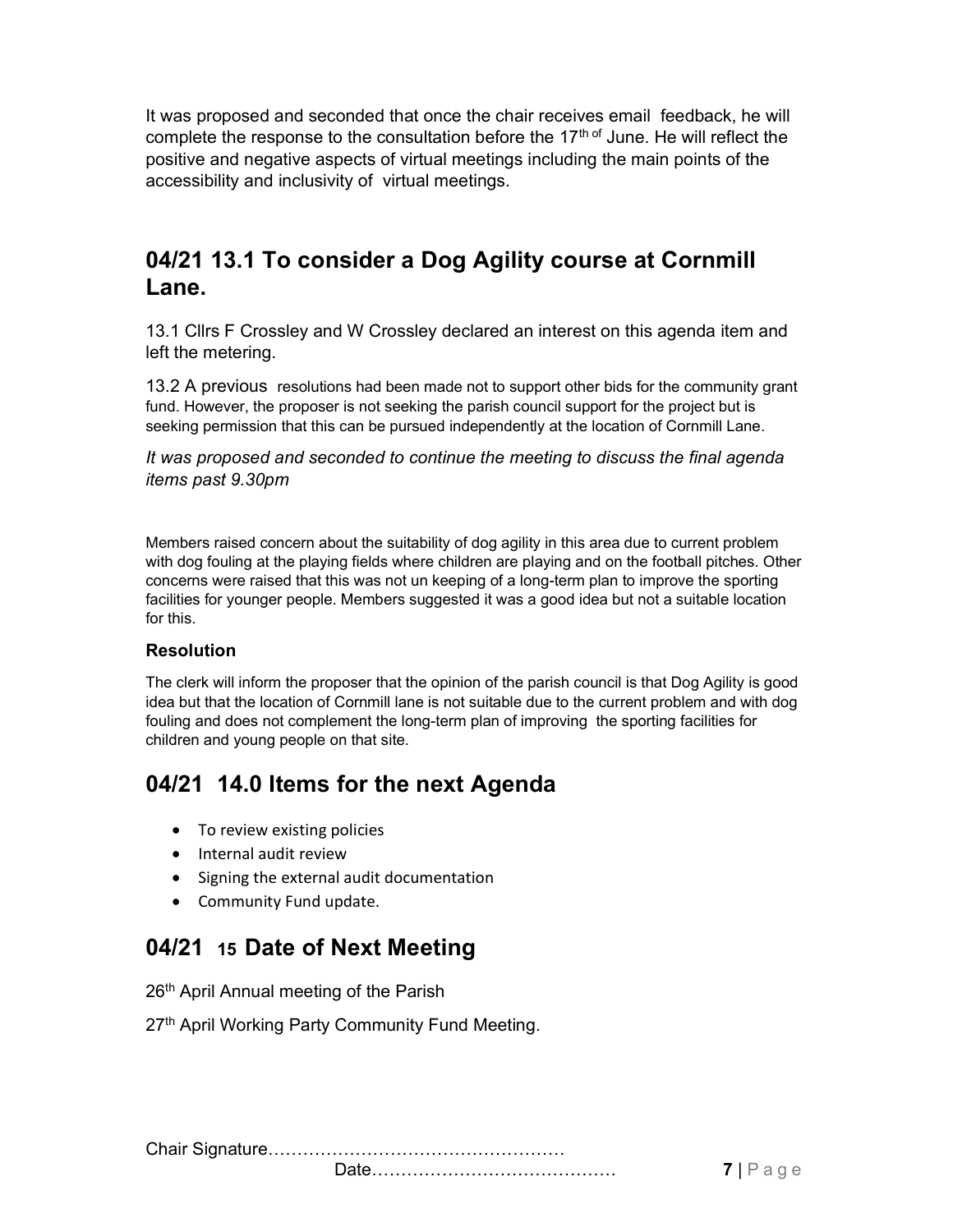It was proposed and seconded that once the chair receives email feedback, he will complete the response to the consultation before the 17th of June. He will reflect the positive and negative aspects of virtual meetings including the main points of the accessibility and inclusivity of virtual meetings.

## 04/21 13.1 To consider a Dog Agility course at Cornmill Lane.

13.1 Cllrs F Crossley and W Crossley declared an interest on this agenda item and left the metering.

13.2 A previous resolutions had been made not to support other bids for the community grant fund. However, the proposer is not seeking the parish council support for the project but is seeking permission that this can be pursued independently at the location of Cornmill Lane.

*It was proposed and seconded to continue the meeting to discuss the final agenda items past 9.30pm*

Members raised concern about the suitability of dog agility in this area due to current problem with dog fouling at the playing fields where children are playing and on the football pitches. Other concerns were raised that this was not un keeping of a long-term plan to improve the sporting facilities for younger people. Members suggested it was a good idea but not a suitable location for this.

**Resolution**

The clerk will inform the proposer that the opinion of the parish council is that Dog Agility is good idea but that the location of Cornmill lane is not suitable due to the current problem and with dog fouling and does not complement the long-term plan of improving the sporting facilities for children and young people on that site.

## 04/21 14.0 Items for the next Agenda

- To review existing policies
- Internal audit review
- Signing the external audit documentation
- Community Fund update.

## 04/21 15 Date of Next Meeting

26th April Annual meeting of the Parish

27th April Working Party Community Fund Meeting.

Chair Signature……………………………………………

Date……………………………………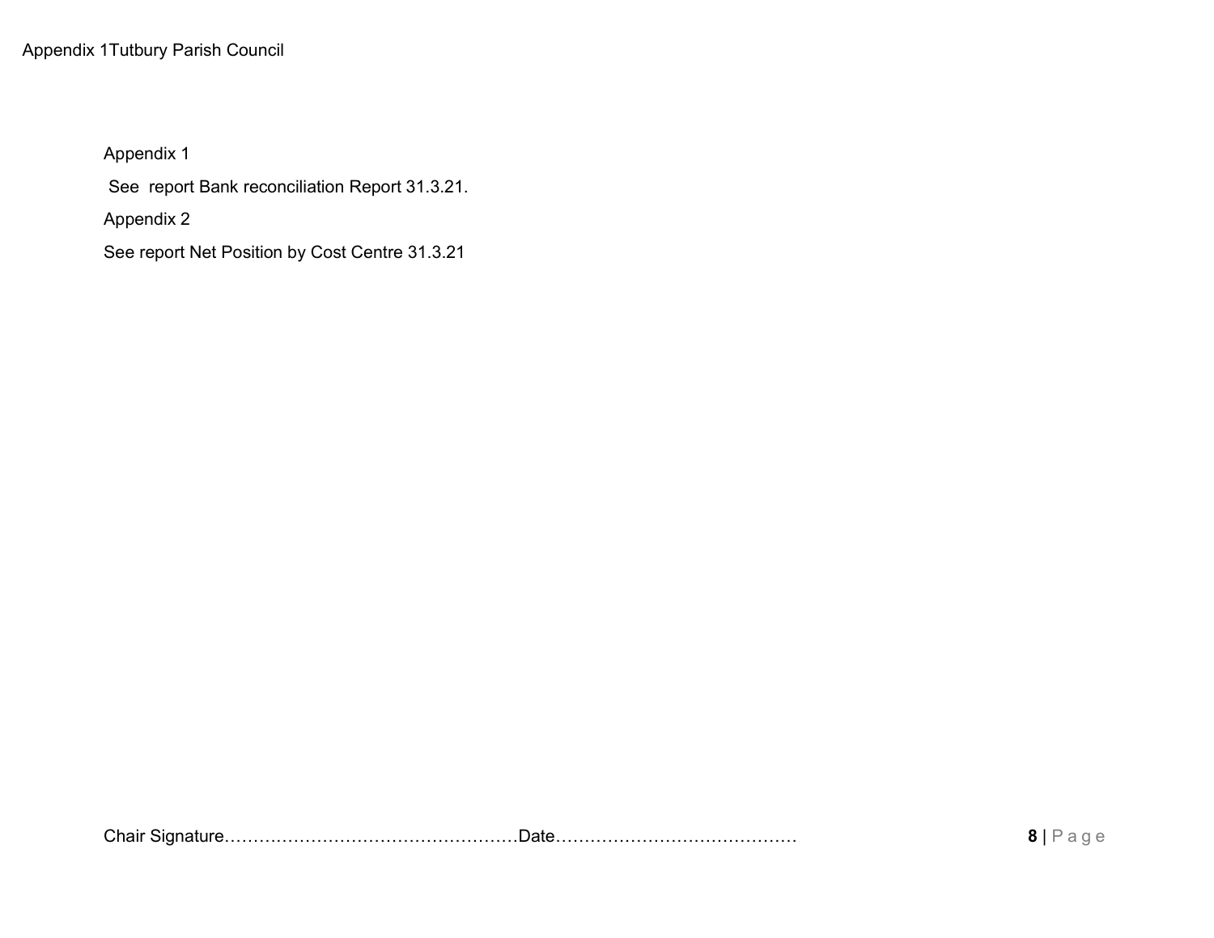Appendix 1

See report Bank reconciliation Report 31.3.21.

Appendix 2

See report Net Position by Cost Centre 31.3.21

Chair Signature……………………………………………Date……………………………………